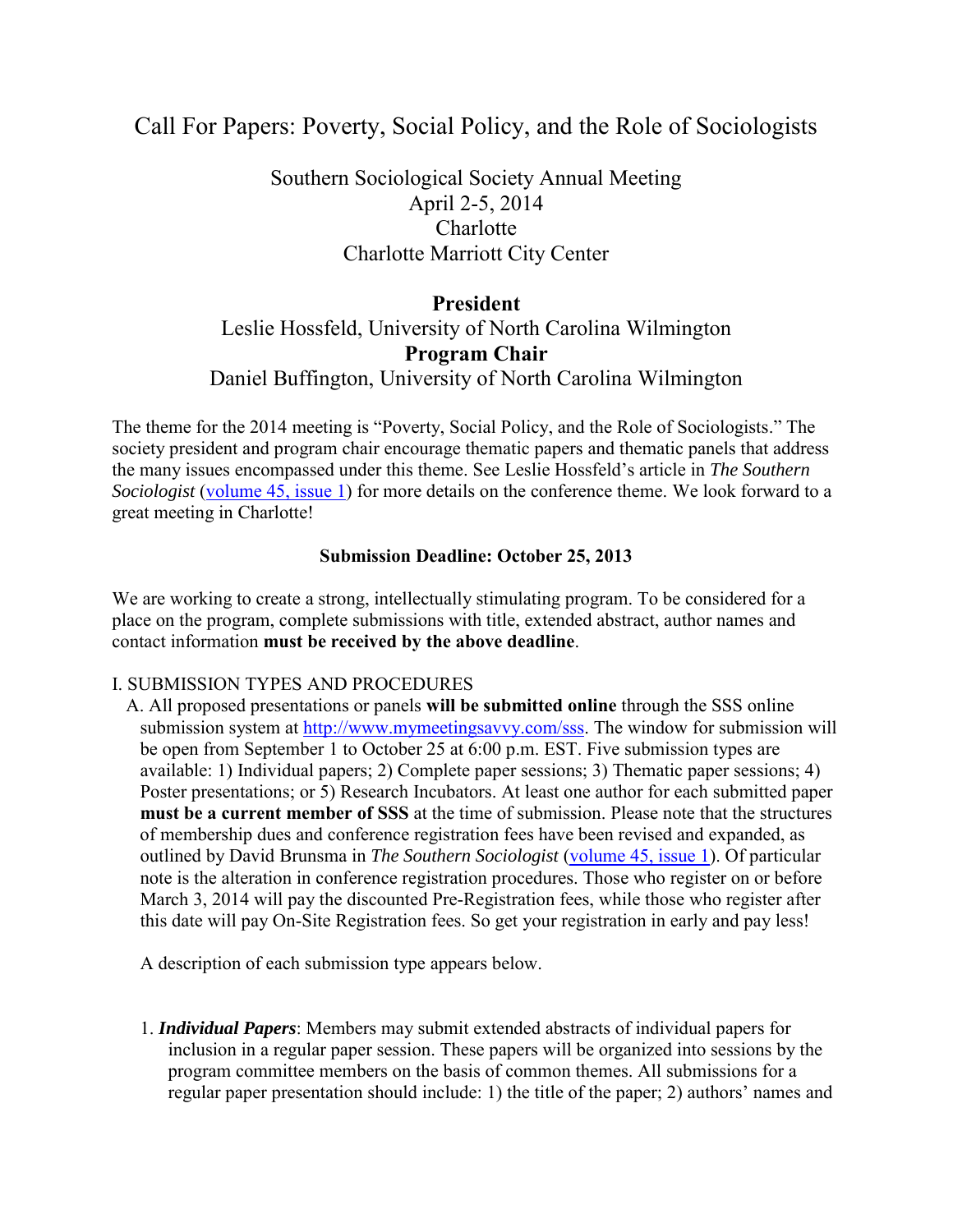# Call For Papers: Poverty, Social Policy, and the Role of Sociologists

Southern Sociological Society Annual Meeting
April 2-5, 2014
Charlotte
Charlotte Marriott City Center

**President**
Leslie Hossfeld, University of North Carolina Wilmington
**Program Chair**
Daniel Buffington, University of North Carolina Wilmington

The theme for the 2014 meeting is "Poverty, Social Policy, and the Role of Sociologists." The society president and program chair encourage thematic papers and thematic panels that address the many issues encompassed under this theme. See Leslie Hossfeld's article in *The Southern Sociologist* (volume 45, issue 1) for more details on the conference theme. We look forward to a great meeting in Charlotte!

**Submission Deadline: October 25, 2013**

We are working to create a strong, intellectually stimulating program. To be considered for a place on the program, complete submissions with title, extended abstract, author names and contact information **must be received by the above deadline**.

I. SUBMISSION TYPES AND PROCEDURES

A. All proposed presentations or panels **will be submitted online** through the SSS online submission system at http://www.mymeetingsavvy.com/sss. The window for submission will be open from September 1 to October 25 at 6:00 p.m. EST. Five submission types are available: 1) Individual papers; 2) Complete paper sessions; 3) Thematic paper sessions; 4) Poster presentations; or 5) Research Incubators. At least one author for each submitted paper **must be a current member of SSS** at the time of submission. Please note that the structures of membership dues and conference registration fees have been revised and expanded, as outlined by David Brunsma in *The Southern Sociologist* (volume 45, issue 1). Of particular note is the alteration in conference registration procedures. Those who register on or before March 3, 2014 will pay the discounted Pre-Registration fees, while those who register after this date will pay On-Site Registration fees. So get your registration in early and pay less!

A description of each submission type appears below.

1. ***Individual Papers***: Members may submit extended abstracts of individual papers for inclusion in a regular paper session. These papers will be organized into sessions by the program committee members on the basis of common themes. All submissions for a regular paper presentation should include: 1) the title of the paper; 2) authors' names and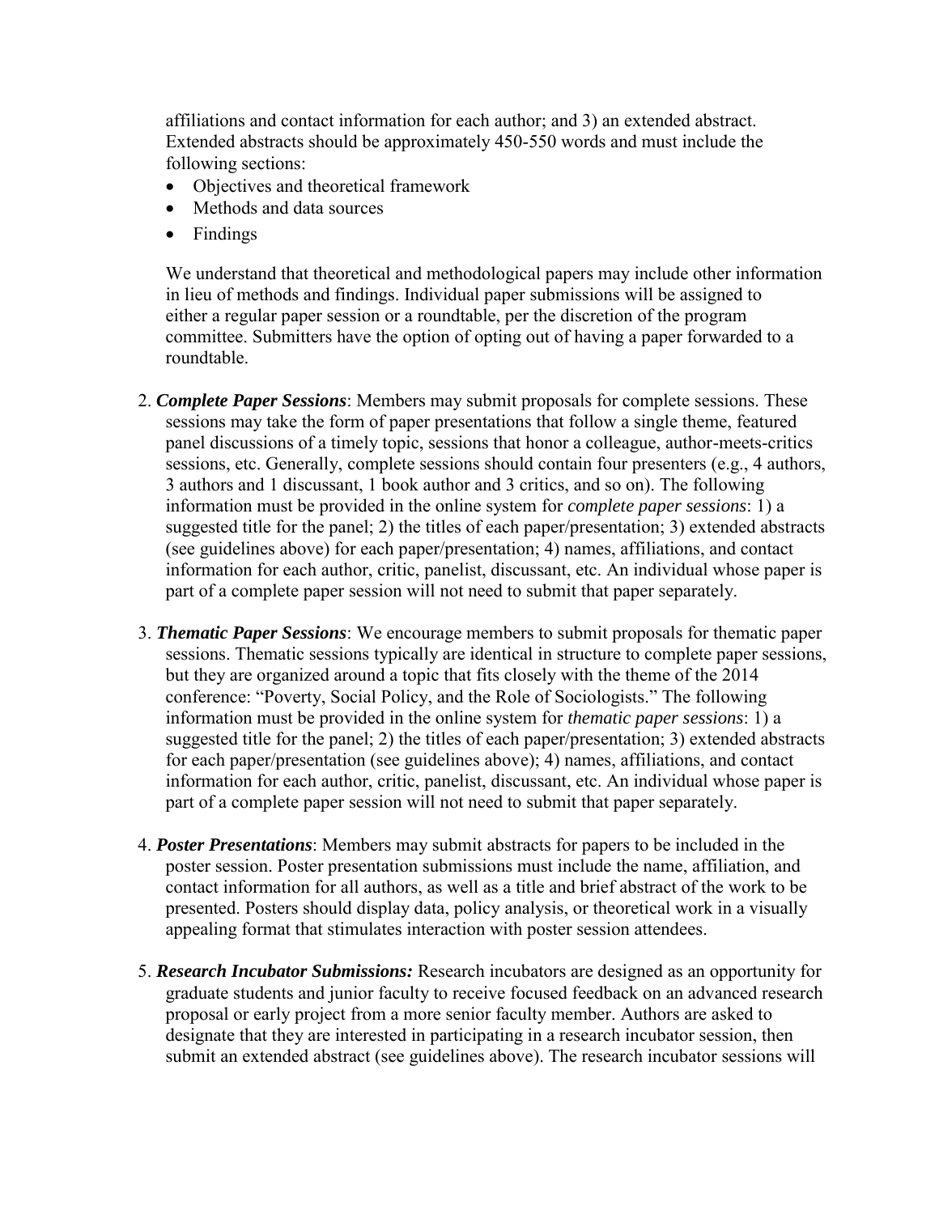affiliations and contact information for each author; and 3) an extended abstract. Extended abstracts should be approximately 450-550 words and must include the following sections:

- Objectives and theoretical framework
- Methods and data sources
- Findings

We understand that theoretical and methodological papers may include other information in lieu of methods and findings. Individual paper submissions will be assigned to either a regular paper session or a roundtable, per the discretion of the program committee. Submitters have the option of opting out of having a paper forwarded to a roundtable.

2. ***Complete Paper Sessions***: Members may submit proposals for complete sessions. These sessions may take the form of paper presentations that follow a single theme, featured panel discussions of a timely topic, sessions that honor a colleague, author-meets-critics sessions, etc. Generally, complete sessions should contain four presenters (e.g., 4 authors, 3 authors and 1 discussant, 1 book author and 3 critics, and so on). The following information must be provided in the online system for *complete paper sessions*: 1) a suggested title for the panel; 2) the titles of each paper/presentation; 3) extended abstracts (see guidelines above) for each paper/presentation; 4) names, affiliations, and contact information for each author, critic, panelist, discussant, etc. An individual whose paper is part of a complete paper session will not need to submit that paper separately.

3. ***Thematic Paper Sessions***: We encourage members to submit proposals for thematic paper sessions. Thematic sessions typically are identical in structure to complete paper sessions, but they are organized around a topic that fits closely with the theme of the 2014 conference: "Poverty, Social Policy, and the Role of Sociologists." The following information must be provided in the online system for *thematic paper sessions*: 1) a suggested title for the panel; 2) the titles of each paper/presentation; 3) extended abstracts for each paper/presentation (see guidelines above); 4) names, affiliations, and contact information for each author, critic, panelist, discussant, etc. An individual whose paper is part of a complete paper session will not need to submit that paper separately.

4. ***Poster Presentations***: Members may submit abstracts for papers to be included in the poster session. Poster presentation submissions must include the name, affiliation, and contact information for all authors, as well as a title and brief abstract of the work to be presented. Posters should display data, policy analysis, or theoretical work in a visually appealing format that stimulates interaction with poster session attendees.

5. ***Research Incubator Submissions:*** Research incubators are designed as an opportunity for graduate students and junior faculty to receive focused feedback on an advanced research proposal or early project from a more senior faculty member. Authors are asked to designate that they are interested in participating in a research incubator session, then submit an extended abstract (see guidelines above). The research incubator sessions will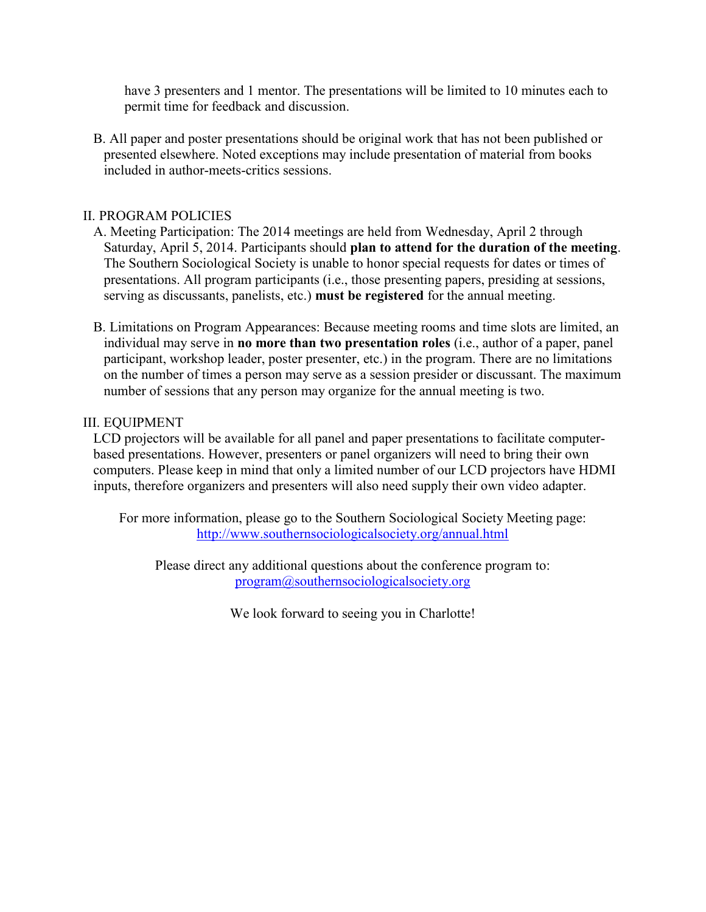have 3 presenters and 1 mentor. The presentations will be limited to 10 minutes each to permit time for feedback and discussion.

B. All paper and poster presentations should be original work that has not been published or presented elsewhere. Noted exceptions may include presentation of material from books included in author-meets-critics sessions.

## II. PROGRAM POLICIES

A. Meeting Participation: The 2014 meetings are held from Wednesday, April 2 through Saturday, April 5, 2014. Participants should **plan to attend for the duration of the meeting**. The Southern Sociological Society is unable to honor special requests for dates or times of presentations. All program participants (i.e., those presenting papers, presiding at sessions, serving as discussants, panelists, etc.) **must be registered** for the annual meeting.

B. Limitations on Program Appearances: Because meeting rooms and time slots are limited, an individual may serve in **no more than two presentation roles** (i.e., author of a paper, panel participant, workshop leader, poster presenter, etc.) in the program. There are no limitations on the number of times a person may serve as a session presider or discussant. The maximum number of sessions that any person may organize for the annual meeting is two.

## III. EQUIPMENT

LCD projectors will be available for all panel and paper presentations to facilitate computer-based presentations. However, presenters or panel organizers will need to bring their own computers. Please keep in mind that only a limited number of our LCD projectors have HDMI inputs, therefore organizers and presenters will also need supply their own video adapter.

For more information, please go to the Southern Sociological Society Meeting page:
http://www.southernsociologicalsociety.org/annual.html

Please direct any additional questions about the conference program to:
program@southernsociologicalsociety.org

We look forward to seeing you in Charlotte!